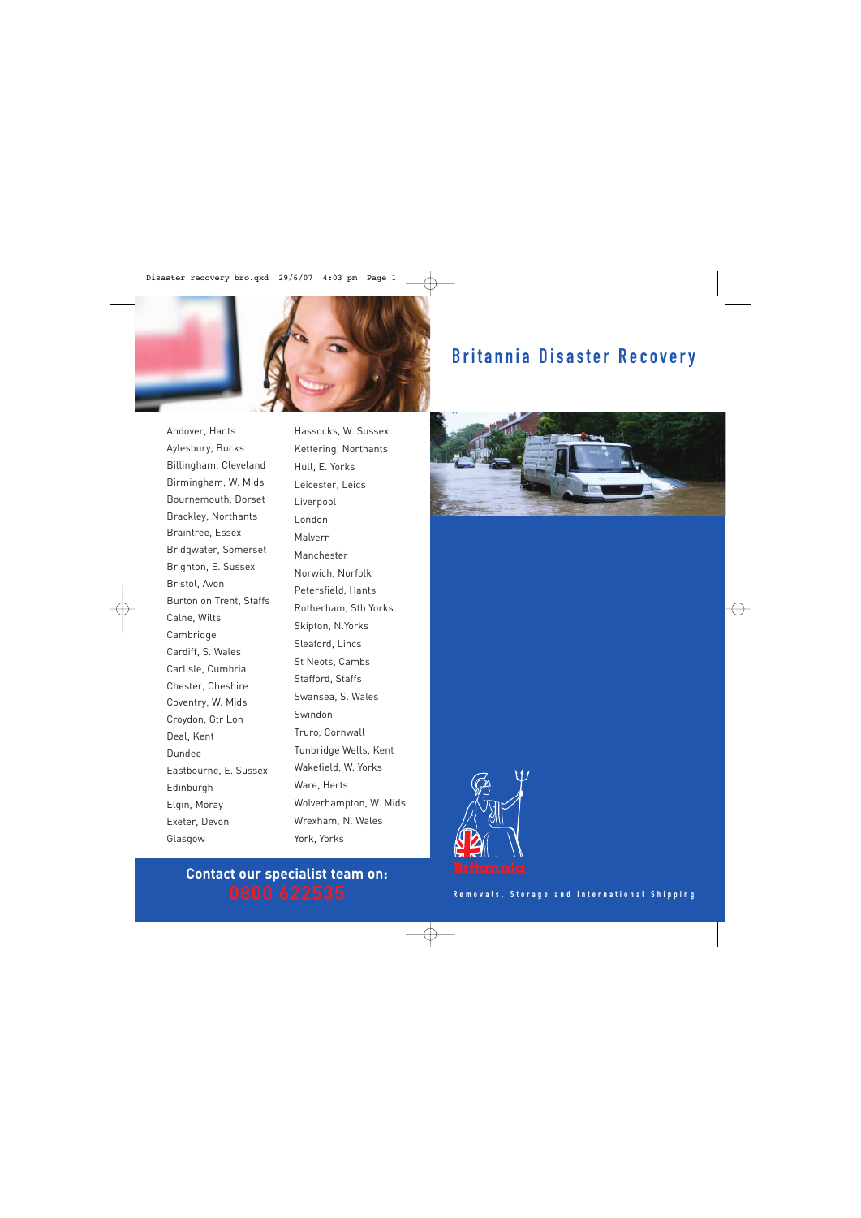# Britannia Disaster Recovery

- Andover, Hants
- Aylesbury, Bucks
- Billingham, Cleveland
- Birmingham, W. Mids
- Bournemouth, Dorset
- Brackley, Northants
- Braintree, Essex
- Bridgwater, Somerset
- Brighton, E. Sussex
- Bristol, Avon
- Burton on Trent, Staffs
- Calne, Wilts
- Cambridge
- Cardiff, S. Wales
- Carlisle, Cumbria
- Chester, Cheshire
- Coventry, W. Mids
- Croydon, Gtr Lon
- Deal, Kent
- Dundee
- Eastbourne, E. Sussex
- Edinburgh
- Elgin, Moray
- Exeter, Devon
- Glasgow
- Hassocks, W. Sussex
- Kettering, Northants
- Hull, E. Yorks
- Leicester, Leics
- Liverpool
- London
- Malvern
- Manchester
- Norwich, Norfolk
- Petersfield, Hants
- Rotherham, Sth Yorks
- Skipton, N.Yorks
- Sleaford, Lincs
- St Neots, Cambs
- Stafford, Staffs
- Swansea, S. Wales
- Swindon
- Truro, Cornwall
- Tunbridge Wells, Kent
- Wakefield, W. Yorks
- Ware, Herts
- Wolverhampton, W. Mids
- Wrexham, N. Wales
- York, Yorks

**Contact our specialist team on:**
**0800 622535**

Britannia

Removals, Storage and International Shipping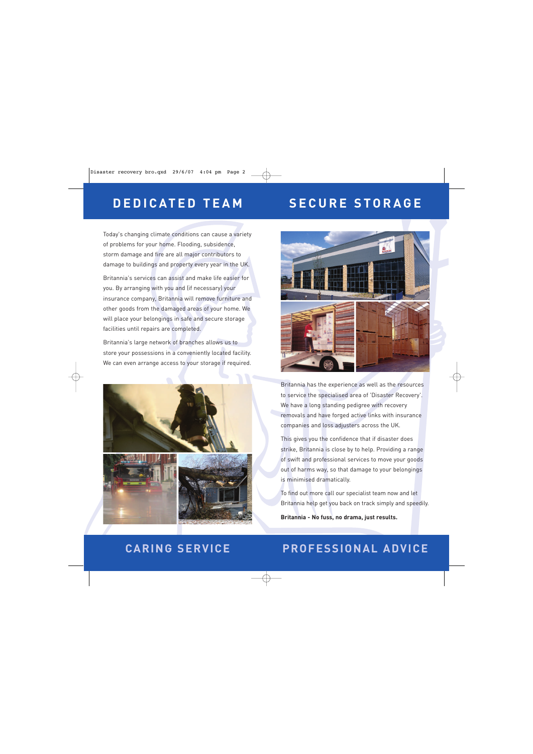## DEDICATED TEAM

## SECURE STORAGE

Today's changing climate conditions can cause a variety of problems for your home. Flooding, subsidence, storm damage and fire are all major contributors to damage to buildings and property every year in the UK.

Britannia's services can assist and make life easier for you. By arranging with you and (if necessary) your insurance company, Britannia will remove furniture and other goods from the damaged areas of your home. We will place your belongings in safe and secure storage facilities until repairs are completed.

Britannia's large network of branches allows us to store your possessions in a conveniently located facility. We can even arrange access to your storage if required.

Britannia has the experience as well as the resources to service the specialised area of 'Disaster Recovery'. We have a long standing pedigree with recovery removals and have forged active links with insurance companies and loss adjusters across the UK.

This gives you the confidence that if disaster does strike, Britannia is close by to help. Providing a range of swift and professional services to move your goods out of harms way, so that damage to your belongings is minimised dramatically.

To find out more call our specialist team now and let Britannia help get you back on track simply and speedily.

**Britannia - No fuss, no drama, just results.**

## CARING SERVICE

## PROFESSIONAL ADVICE